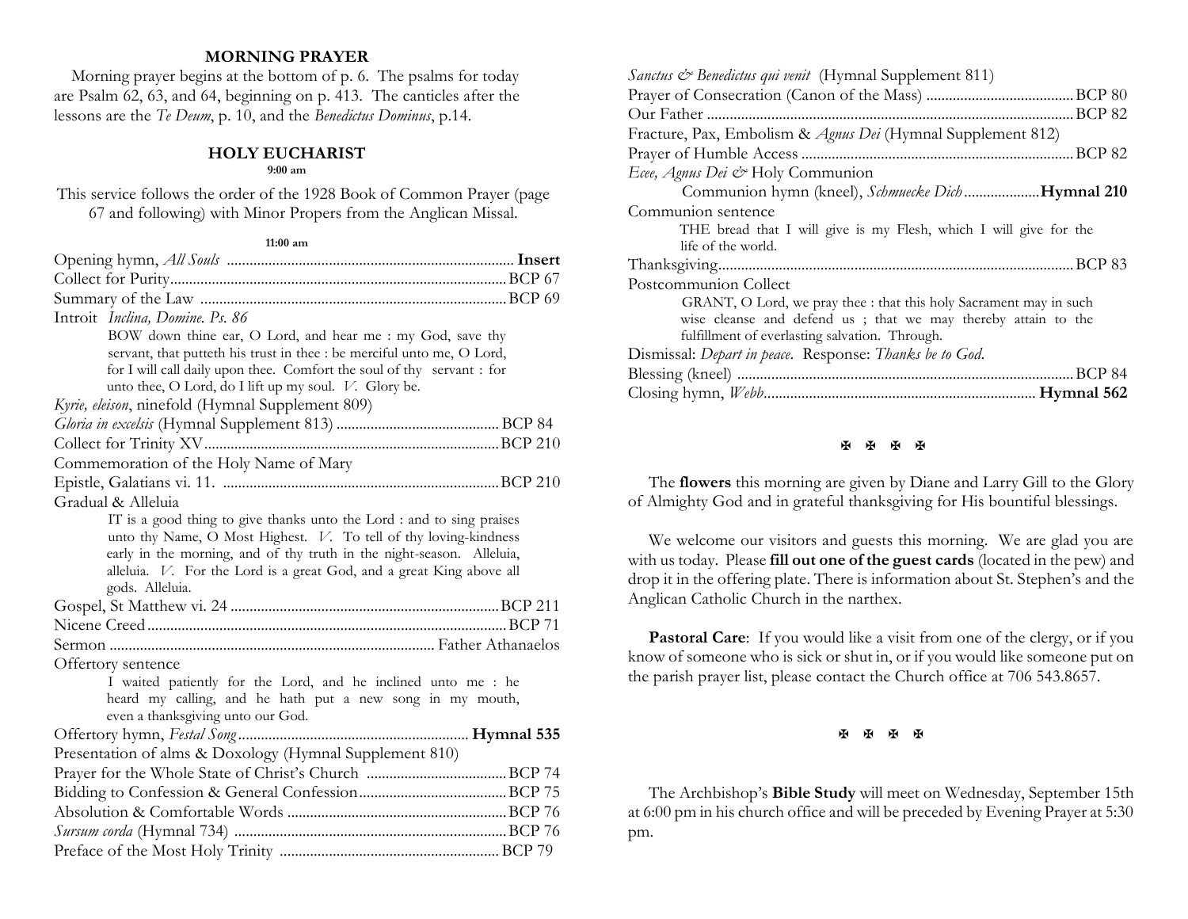## MORNING PRAYER

Morning prayer begins at the bottom of p. 6. The psalms for today are Psalm 62, 63, and 64, beginning on p. 413. The canticles after the lessons are the *Te Deum*, p. 10, and the *Benedictus Dominus*, p.14.

## HOLY EUCHARIST

**9:00 am**

This service follows the order of the 1928 Book of Common Prayer (page 67 and following) with Minor Propers from the Anglican Missal.

**11:00 am**

Opening hymn, *All Souls* .......... **Insert**
Collect for Purity .......... BCP 67
Summary of the Law .......... BCP 69
Introit *Inclina, Domine. Ps. 86*

> BOW down thine ear, O Lord, and hear me : my God, save thy servant, that putteth his trust in thee : be merciful unto me, O Lord, for I will call daily upon thee. Comfort the soul of thy servant : for unto thee, O Lord, do I lift up my soul. *V.* Glory be.

*Kyrie, eleison*, ninefold (Hymnal Supplement 809)
*Gloria in excelsis* (Hymnal Supplement 813) .......... BCP 84
Collect for Trinity XV .......... BCP 210
Commemoration of the Holy Name of Mary
Epistle, Galatians vi. 11. .......... BCP 210
Gradual & Alleluia

> IT is a good thing to give thanks unto the Lord : and to sing praises unto thy Name, O Most Highest. *V.* To tell of thy loving-kindness early in the morning, and of thy truth in the night-season. Alleluia, alleluia. *V.* For the Lord is a great God, and a great King above all gods. Alleluia.

Gospel, St Matthew vi. 24 .......... BCP 211
Nicene Creed .......... BCP 71
Sermon .......... Father Athanaelos
Offertory sentence

> I waited patiently for the Lord, and he inclined unto me : he heard my calling, and he hath put a new song in my mouth, even a thanksgiving unto our God.

Offertory hymn, *Festal Song* .......... **Hymnal 535**
Presentation of alms & Doxology (Hymnal Supplement 810)
Prayer for the Whole State of Christ's Church .......... BCP 74
Bidding to Confession & General Confession .......... BCP 75
Absolution & Comfortable Words .......... BCP 76
*Sursum corda* (Hymnal 734) .......... BCP 76
Preface of the Most Holy Trinity .......... BCP 79
*Sanctus & Benedictus qui venit* (Hymnal Supplement 811)
Prayer of Consecration (Canon of the Mass) .......... BCP 80
Our Father .......... BCP 82
Fracture, Pax, Embolism & *Agnus Dei* (Hymnal Supplement 812)
Prayer of Humble Access .......... BCP 82
*Ecce, Agnus Dei &* Holy Communion

> Communion hymn (kneel), *Schmuecke Dich* .......... **Hymnal 210**

Communion sentence

> THE bread that I will give is my Flesh, which I will give for the life of the world.

Thanksgiving .......... BCP 83
Postcommunion Collect

> GRANT, O Lord, we pray thee : that this holy Sacrament may in such wise cleanse and defend us ; that we may thereby attain to the fulfillment of everlasting salvation. Through.

Dismissal: *Depart in peace*. Response: *Thanks be to God*.
Blessing (kneel) .......... BCP 84
Closing hymn, *Webb* .......... **Hymnal 562**

✠ ✠ ✠ ✠

The **flowers** this morning are given by Diane and Larry Gill to the Glory of Almighty God and in grateful thanksgiving for His bountiful blessings.

We welcome our visitors and guests this morning. We are glad you are with us today. Please **fill out one of the guest cards** (located in the pew) and drop it in the offering plate. There is information about St. Stephen's and the Anglican Catholic Church in the narthex.

**Pastoral Care**: If you would like a visit from one of the clergy, or if you know of someone who is sick or shut in, or if you would like someone put on the parish prayer list, please contact the Church office at 706 543.8657.

✠ ✠ ✠ ✠

The Archbishop's **Bible Study** will meet on Wednesday, September 15th at 6:00 pm in his church office and will be preceded by Evening Prayer at 5:30 pm.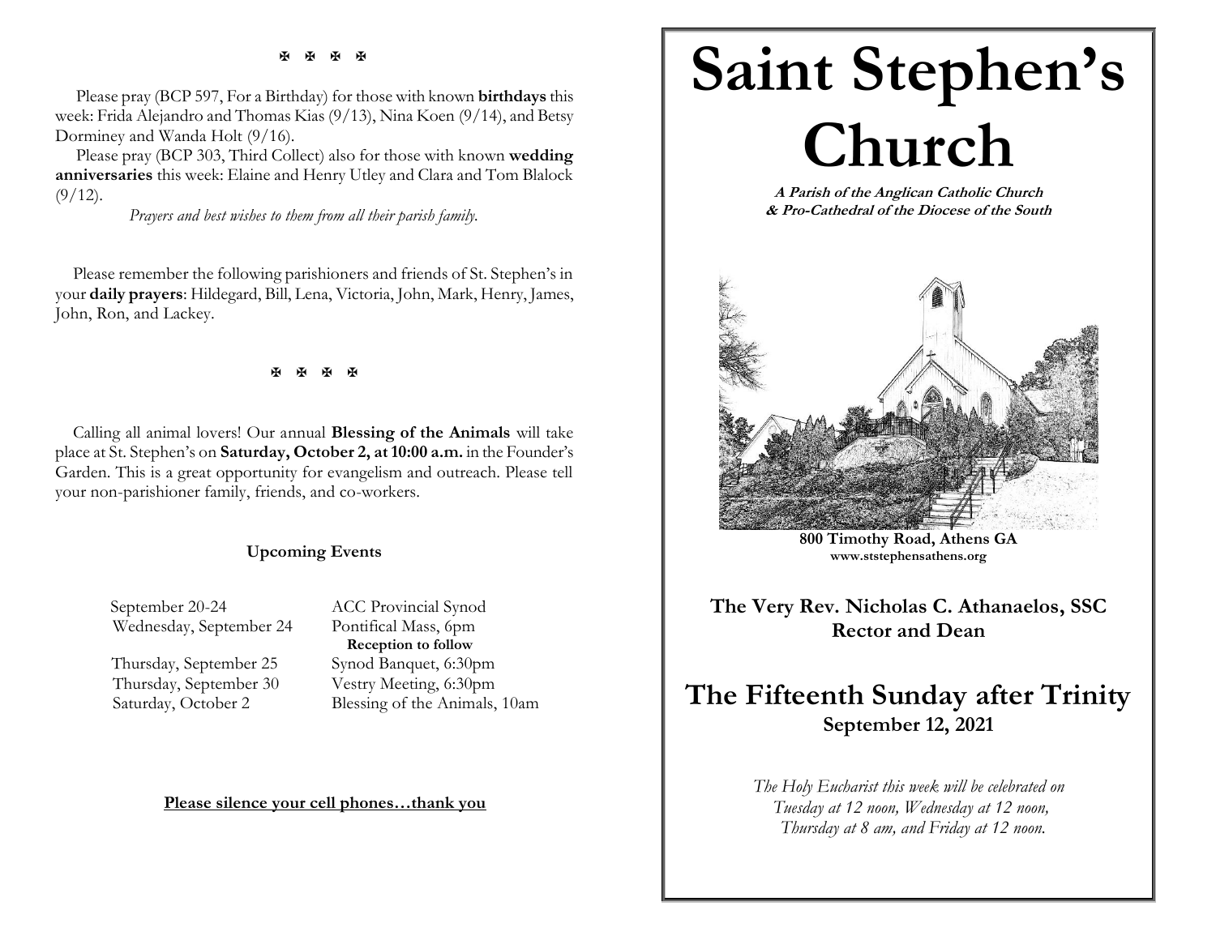✠ ✠ ✠ ✠

Please pray (BCP 597, For a Birthday) for those with known **birthdays** this week: Frida Alejandro and Thomas Kias (9/13), Nina Koen (9/14), and Betsy Dorminey and Wanda Holt (9/16).

Please pray (BCP 303, Third Collect) also for those with known **wedding anniversaries** this week: Elaine and Henry Utley and Clara and Tom Blalock (9/12).

*Prayers and best wishes to them from all their parish family.*

Please remember the following parishioners and friends of St. Stephen's in your **daily prayers**: Hildegard, Bill, Lena, Victoria, John, Mark, Henry, James, John, Ron, and Lackey.

✠ ✠ ✠ ✠

Calling all animal lovers! Our annual **Blessing of the Animals** will take place at St. Stephen's on **Saturday, October 2, at 10:00 a.m.** in the Founder's Garden. This is a great opportunity for evangelism and outreach. Please tell your non-parishioner family, friends, and co-workers.

**Upcoming Events**

| | |
|---|---|
| September 20-24 | ACC Provincial Synod |
| Wednesday, September 24 | Pontifical Mass, 6pm<br>**Reception to follow** |
| Thursday, September 25 | Synod Banquet, 6:30pm |
| Thursday, September 30 | Vestry Meeting, 6:30pm |
| Saturday, October 2 | Blessing of the Animals, 10am |

**Please silence your cell phones…thank you**

# Saint Stephen's Church

***A Parish of the Anglican Catholic Church***
***& Pro-Cathedral of the Diocese of the South***

**800 Timothy Road, Athens GA**
**www.ststephensathens.org**

**The Very Rev. Nicholas C. Athanaelos, SSC**
**Rector and Dean**

## The Fifteenth Sunday after Trinity

**September 12, 2021**

*The Holy Eucharist this week will be celebrated on Tuesday at 12 noon, Wednesday at 12 noon, Thursday at 8 am, and Friday at 12 noon.*